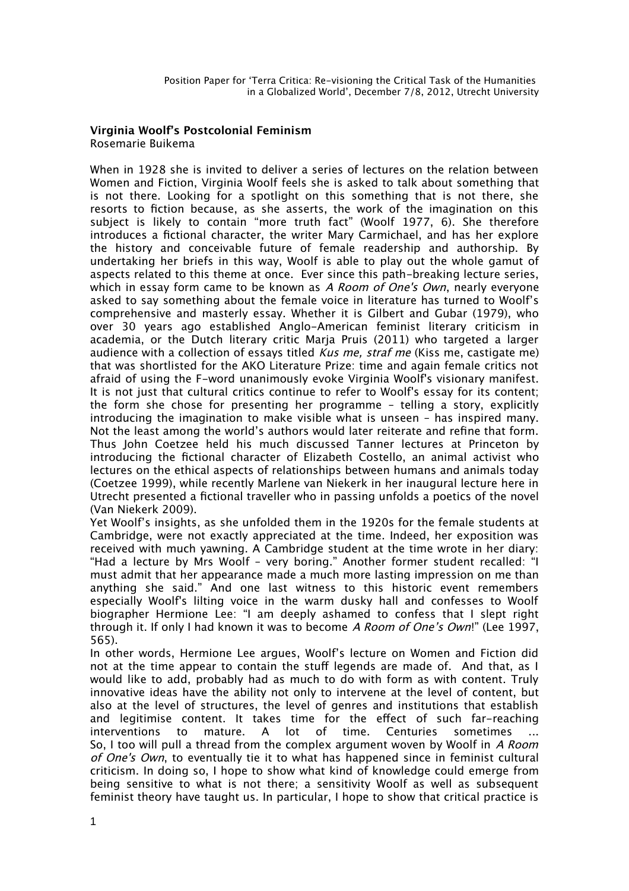# Virginia Woolf's Postcolonial Feminism

Rosemarie Buikema

When in 1928 she is invited to deliver a series of lectures on the relation between Women and Fiction, Virginia Woolf feels she is asked to talk about something that is not there. Looking for a spotlight on this something that is not there, she resorts to fiction because, as she asserts, the work of the imagination on this subject is likely to contain "more truth fact" (Woolf 1977, 6). She therefore introduces a fictional character, the writer Mary Carmichael, and has her explore the history and conceivable future of female readership and authorship. By undertaking her briefs in this way, Woolf is able to play out the whole gamut of aspects related to this theme at once. Ever since this path-breaking lecture series, which in essay form came to be known as *A Room of One's Own*, nearly everyone asked to say something about the female voice in literature has turned to Woolf's comprehensive and masterly essay. Whether it is Gilbert and Gubar (1979), who over 30 years ago established Anglo-American feminist literary criticism in academia, or the Dutch literary critic Marja Pruis (2011) who targeted a larger audience with a collection of essays titled *Kus me, straf me* (Kiss me, castigate me) that was shortlisted for the AKO Literature Prize: time and again female critics not afraid of using the F-word unanimously evoke Virginia Woolf's visionary manifest. It is not just that cultural critics continue to refer to Woolf's essay for its content; the form she chose for presenting her programme – telling a story, explicitly introducing the imagination to make visible what is unseen – has inspired many. Not the least among the world's authors would later reiterate and refine that form. Thus John Coetzee held his much discussed Tanner lectures at Princeton by introducing the fictional character of Elizabeth Costello, an animal activist who lectures on the ethical aspects of relationships between humans and animals today (Coetzee 1999), while recently Marlene van Niekerk in her inaugural lecture here in Utrecht presented a fictional traveller who in passing unfolds a poetics of the novel (Van Niekerk 2009).

Yet Woolf's insights, as she unfolded them in the 1920s for the female students at Cambridge, were not exactly appreciated at the time. Indeed, her exposition was received with much yawning. A Cambridge student at the time wrote in her diary: "Had a lecture by Mrs Woolf – very boring." Another former student recalled: "I must admit that her appearance made a much more lasting impression on me than anything she said." And one last witness to this historic event remembers especially Woolf's lilting voice in the warm dusky hall and confesses to Woolf biographer Hermione Lee: "I am deeply ashamed to confess that I slept right through it. If only I had known it was to become *A Room of One's Own*!" (Lee 1997, 565).

In other words, Hermione Lee argues, Woolf's lecture on Women and Fiction did not at the time appear to contain the stuff legends are made of. And that, as I would like to add, probably had as much to do with form as with content. Truly innovative ideas have the ability not only to intervene at the level of content, but also at the level of structures, the level of genres and institutions that establish and legitimise content. It takes time for the effect of such far-reaching interventions to mature. A lot of time. Centuries sometimes ...

So, I too will pull a thread from the complex argument woven by Woolf in *A Room of One's Own*, to eventually tie it to what has happened since in feminist cultural criticism. In doing so, I hope to show what kind of knowledge could emerge from being sensitive to what is not there; a sensitivity Woolf as well as subsequent feminist theory have taught us. In particular, I hope to show that critical practice is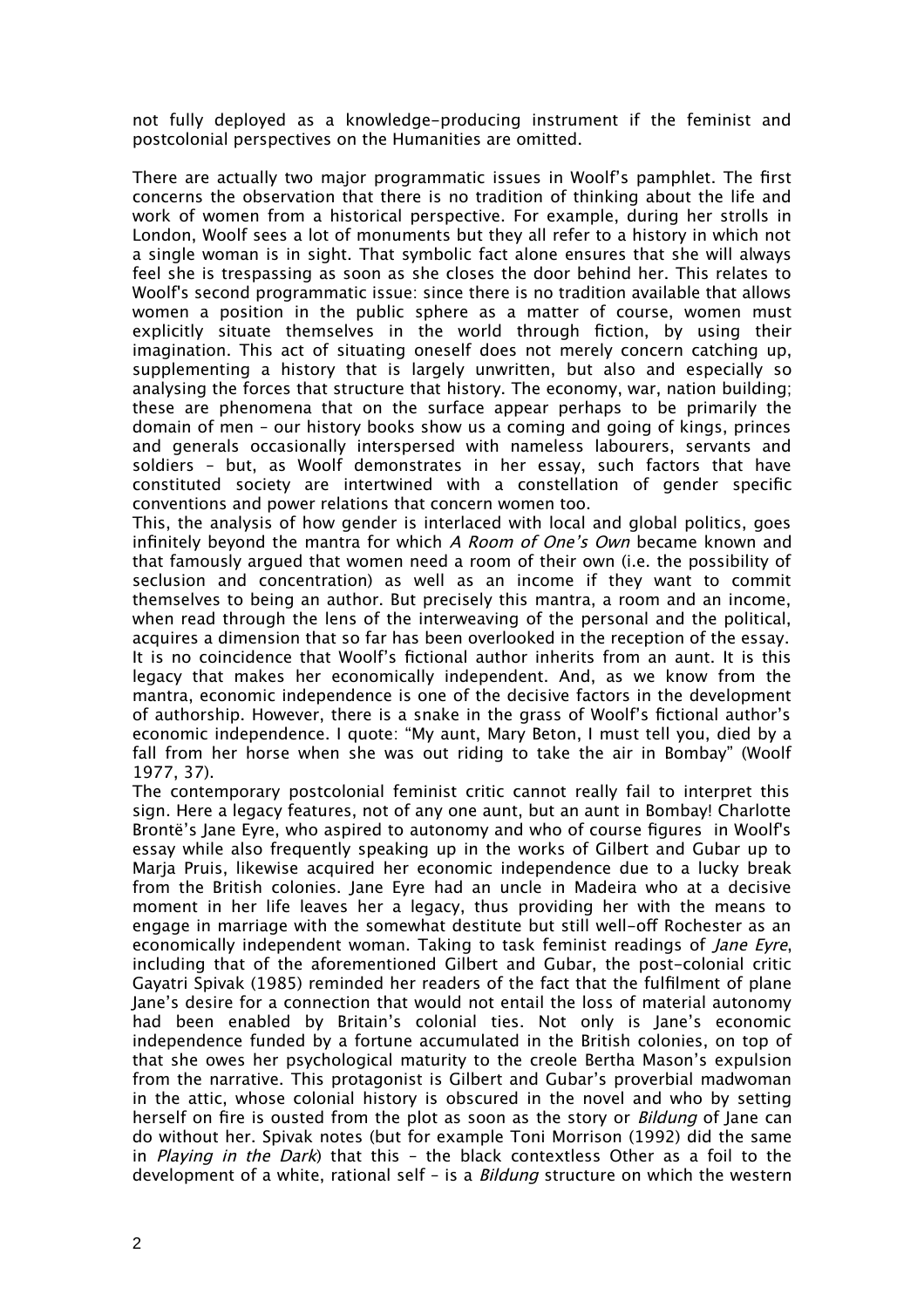not fully deployed as a knowledge-producing instrument if the feminist and postcolonial perspectives on the Humanities are omitted.

There are actually two major programmatic issues in Woolf's pamphlet. The first concerns the observation that there is no tradition of thinking about the life and work of women from a historical perspective. For example, during her strolls in London, Woolf sees a lot of monuments but they all refer to a history in which not a single woman is in sight. That symbolic fact alone ensures that she will always feel she is trespassing as soon as she closes the door behind her. This relates to Woolf's second programmatic issue: since there is no tradition available that allows women a position in the public sphere as a matter of course, women must explicitly situate themselves in the world through fiction, by using their imagination. This act of situating oneself does not merely concern catching up, supplementing a history that is largely unwritten, but also and especially so analysing the forces that structure that history. The economy, war, nation building; these are phenomena that on the surface appear perhaps to be primarily the domain of men – our history books show us a coming and going of kings, princes and generals occasionally interspersed with nameless labourers, servants and soldiers – but, as Woolf demonstrates in her essay, such factors that have constituted society are intertwined with a constellation of gender specific conventions and power relations that concern women too.

This, the analysis of how gender is interlaced with local and global politics, goes infinitely beyond the mantra for which *A Room of One's Own* became known and that famously argued that women need a room of their own (i.e. the possibility of seclusion and concentration) as well as an income if they want to commit themselves to being an author. But precisely this mantra, a room and an income, when read through the lens of the interweaving of the personal and the political, acquires a dimension that so far has been overlooked in the reception of the essay. It is no coincidence that Woolf's fictional author inherits from an aunt. It is this legacy that makes her economically independent. And, as we know from the mantra, economic independence is one of the decisive factors in the development of authorship. However, there is a snake in the grass of Woolf's fictional author's economic independence. I quote: "My aunt, Mary Beton, I must tell you, died by a fall from her horse when she was out riding to take the air in Bombay" (Woolf 1977, 37).

The contemporary postcolonial feminist critic cannot really fail to interpret this sign. Here a legacy features, not of any one aunt, but an aunt in Bombay! Charlotte Brontë's Jane Eyre, who aspired to autonomy and who of course figures in Woolf's essay while also frequently speaking up in the works of Gilbert and Gubar up to Marja Pruis, likewise acquired her economic independence due to a lucky break from the British colonies. Jane Eyre had an uncle in Madeira who at a decisive moment in her life leaves her a legacy, thus providing her with the means to engage in marriage with the somewhat destitute but still well-off Rochester as an economically independent woman. Taking to task feminist readings of *Jane Eyre*, including that of the aforementioned Gilbert and Gubar, the post-colonial critic Gayatri Spivak (1985) reminded her readers of the fact that the fulfilment of plane Jane's desire for a connection that would not entail the loss of material autonomy had been enabled by Britain's colonial ties. Not only is Jane's economic independence funded by a fortune accumulated in the British colonies, on top of that she owes her psychological maturity to the creole Bertha Mason's expulsion from the narrative. This protagonist is Gilbert and Gubar's proverbial madwoman in the attic, whose colonial history is obscured in the novel and who by setting herself on fire is ousted from the plot as soon as the story or *Bildung* of Jane can do without her. Spivak notes (but for example Toni Morrison (1992) did the same in *Playing in the Dark*) that this – the black contextless Other as a foil to the development of a white, rational self – is a *Bildung* structure on which the western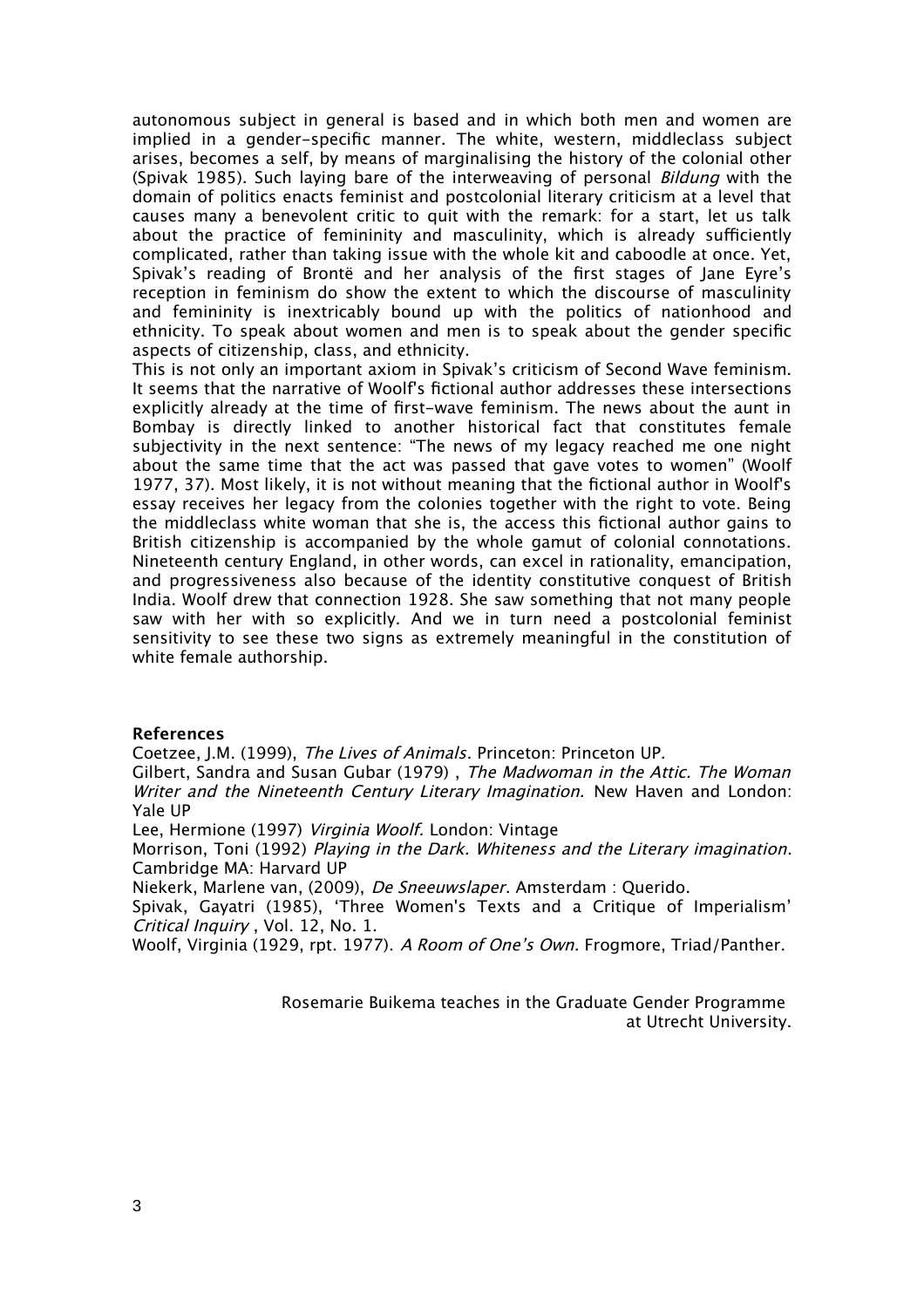autonomous subject in general is based and in which both men and women are implied in a gender-specific manner. The white, western, middleclass subject arises, becomes a self, by means of marginalising the history of the colonial other (Spivak 1985). Such laying bare of the interweaving of personal *Bildung* with the domain of politics enacts feminist and postcolonial literary criticism at a level that causes many a benevolent critic to quit with the remark: for a start, let us talk about the practice of femininity and masculinity, which is already sufficiently complicated, rather than taking issue with the whole kit and caboodle at once. Yet, Spivak's reading of Brontë and her analysis of the first stages of Jane Eyre's reception in feminism do show the extent to which the discourse of masculinity and femininity is inextricably bound up with the politics of nationhood and ethnicity. To speak about women and men is to speak about the gender specific aspects of citizenship, class, and ethnicity.

This is not only an important axiom in Spivak's criticism of Second Wave feminism. It seems that the narrative of Woolf's fictional author addresses these intersections explicitly already at the time of first-wave feminism. The news about the aunt in Bombay is directly linked to another historical fact that constitutes female subjectivity in the next sentence: "The news of my legacy reached me one night about the same time that the act was passed that gave votes to women" (Woolf 1977, 37). Most likely, it is not without meaning that the fictional author in Woolf's essay receives her legacy from the colonies together with the right to vote. Being the middleclass white woman that she is, the access this fictional author gains to British citizenship is accompanied by the whole gamut of colonial connotations. Nineteenth century England, in other words, can excel in rationality, emancipation, and progressiveness also because of the identity constitutive conquest of British India. Woolf drew that connection 1928. She saw something that not many people saw with her with so explicitly. And we in turn need a postcolonial feminist sensitivity to see these two signs as extremely meaningful in the constitution of white female authorship.

**References**

Coetzee, J.M. (1999), *The Lives of Animals*. Princeton: Princeton UP.

Gilbert, Sandra and Susan Gubar (1979) , *The Madwoman in the Attic. The Woman Writer and the Nineteenth Century Literary Imagination.* New Haven and London: Yale UP

Lee, Hermione (1997) *Virginia Woolf.* London: Vintage

Morrison, Toni (1992) *Playing in the Dark. Whiteness and the Literary imagination*. Cambridge MA: Harvard UP

Niekerk, Marlene van, (2009), *De Sneeuwslaper*. Amsterdam : Querido.

Spivak, Gayatri (1985), 'Three Women's Texts and a Critique of Imperialism' *Critical Inquiry* , Vol. 12, No. 1.

Woolf, Virginia (1929, rpt. 1977). *A Room of One's Own.* Frogmore, Triad/Panther.

Rosemarie Buikema teaches in the Graduate Gender Programme at Utrecht University.